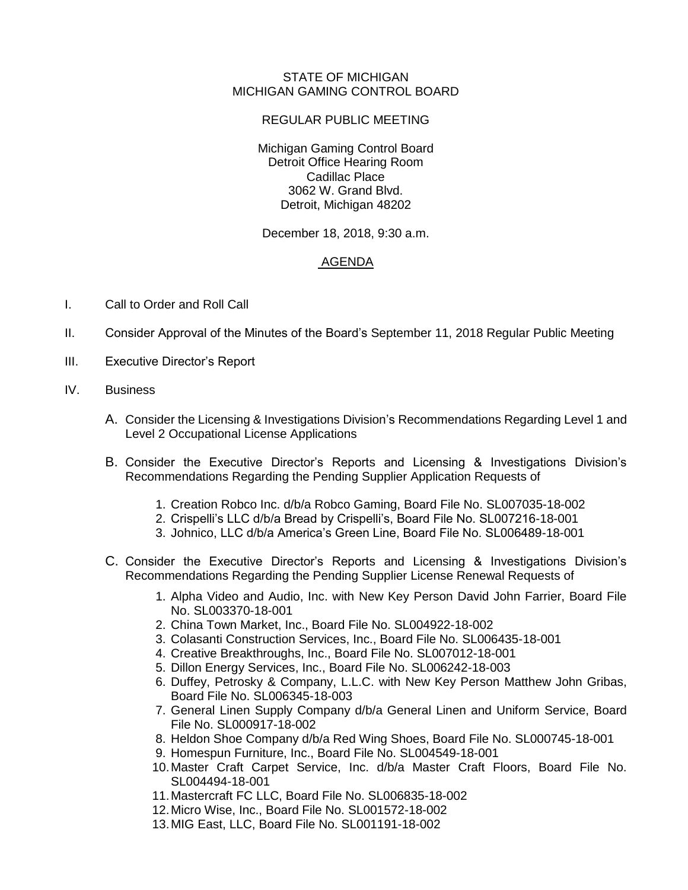STATE OF MICHIGAN
MICHIGAN GAMING CONTROL BOARD

REGULAR PUBLIC MEETING

Michigan Gaming Control Board
Detroit Office Hearing Room
Cadillac Place
3062 W. Grand Blvd.
Detroit, Michigan 48202

December 18, 2018, 9:30 a.m.

AGENDA

I. Call to Order and Roll Call

II. Consider Approval of the Minutes of the Board's September 11, 2018 Regular Public Meeting

III. Executive Director's Report

IV. Business

A. Consider the Licensing & Investigations Division's Recommendations Regarding Level 1 and Level 2 Occupational License Applications

B. Consider the Executive Director's Reports and Licensing & Investigations Division's Recommendations Regarding the Pending Supplier Application Requests of

1. Creation Robco Inc. d/b/a Robco Gaming, Board File No. SL007035-18-002
2. Crispelli's LLC d/b/a Bread by Crispelli's, Board File No. SL007216-18-001
3. Johnico, LLC d/b/a America's Green Line, Board File No. SL006489-18-001

C. Consider the Executive Director's Reports and Licensing & Investigations Division's Recommendations Regarding the Pending Supplier License Renewal Requests of

1. Alpha Video and Audio, Inc. with New Key Person David John Farrier, Board File No. SL003370-18-001
2. China Town Market, Inc., Board File No. SL004922-18-002
3. Colasanti Construction Services, Inc., Board File No. SL006435-18-001
4. Creative Breakthroughs, Inc., Board File No. SL007012-18-001
5. Dillon Energy Services, Inc., Board File No. SL006242-18-003
6. Duffey, Petrosky & Company, L.L.C. with New Key Person Matthew John Gribas, Board File No. SL006345-18-003
7. General Linen Supply Company d/b/a General Linen and Uniform Service, Board File No. SL000917-18-002
8. Heldon Shoe Company d/b/a Red Wing Shoes, Board File No. SL000745-18-001
9. Homespun Furniture, Inc., Board File No. SL004549-18-001
10. Master Craft Carpet Service, Inc. d/b/a Master Craft Floors, Board File No. SL004494-18-001
11. Mastercraft FC LLC, Board File No. SL006835-18-002
12. Micro Wise, Inc., Board File No. SL001572-18-002
13. MIG East, LLC, Board File No. SL001191-18-002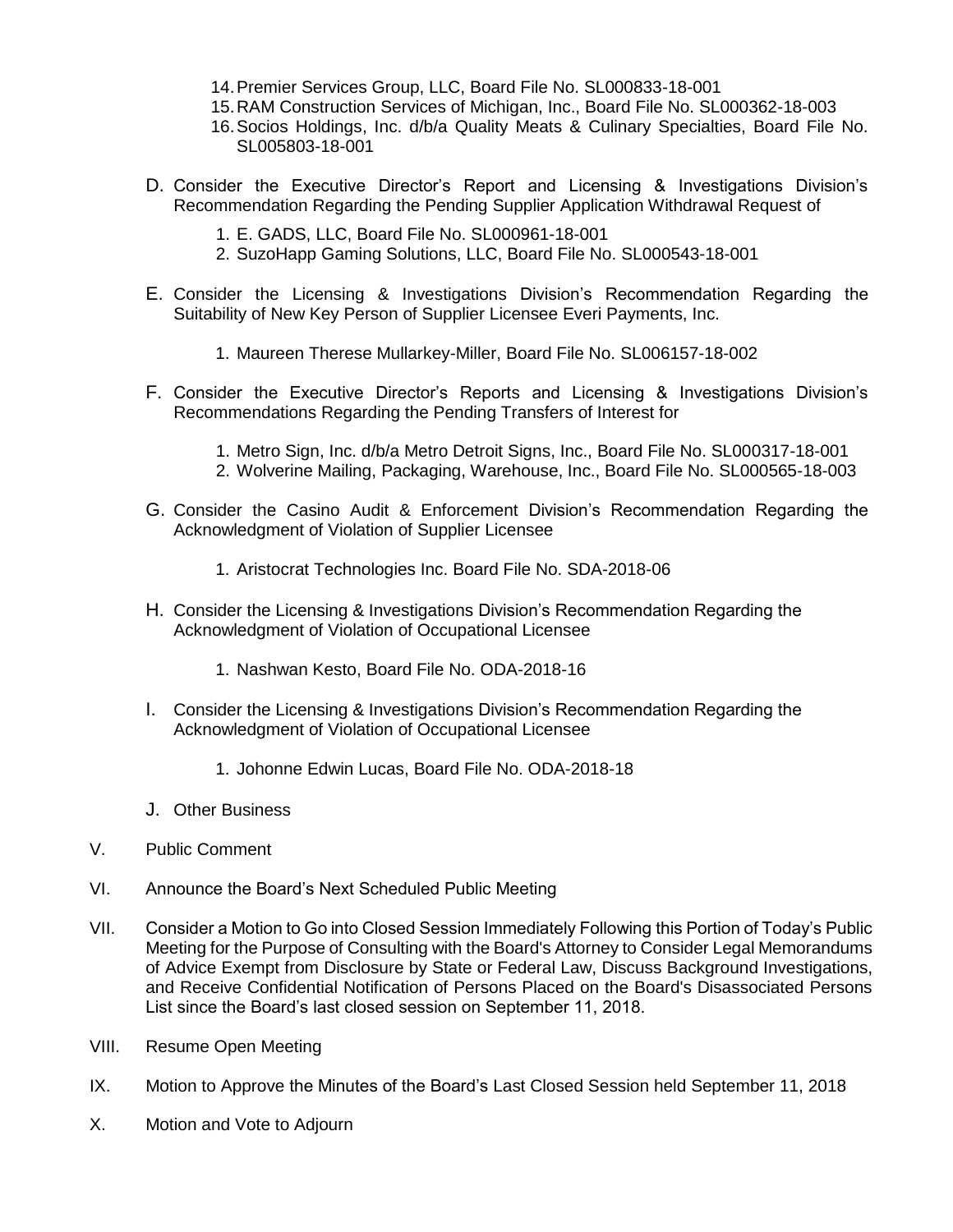14. Premier Services Group, LLC, Board File No. SL000833-18-001
15. RAM Construction Services of Michigan, Inc., Board File No. SL000362-18-003
16. Socios Holdings, Inc. d/b/a Quality Meats & Culinary Specialties, Board File No. SL005803-18-001

D. Consider the Executive Director's Report and Licensing & Investigations Division's Recommendation Regarding the Pending Supplier Application Withdrawal Request of

1. E. GADS, LLC, Board File No. SL000961-18-001
2. SuzoHapp Gaming Solutions, LLC, Board File No. SL000543-18-001

E. Consider the Licensing & Investigations Division's Recommendation Regarding the Suitability of New Key Person of Supplier Licensee Everi Payments, Inc.

1. Maureen Therese Mullarkey-Miller, Board File No. SL006157-18-002

F. Consider the Executive Director's Reports and Licensing & Investigations Division's Recommendations Regarding the Pending Transfers of Interest for

1. Metro Sign, Inc. d/b/a Metro Detroit Signs, Inc., Board File No. SL000317-18-001
2. Wolverine Mailing, Packaging, Warehouse, Inc., Board File No. SL000565-18-003

G. Consider the Casino Audit & Enforcement Division's Recommendation Regarding the Acknowledgment of Violation of Supplier Licensee

1. Aristocrat Technologies Inc. Board File No. SDA-2018-06

H. Consider the Licensing & Investigations Division's Recommendation Regarding the Acknowledgment of Violation of Occupational Licensee

1. Nashwan Kesto, Board File No. ODA-2018-16

I. Consider the Licensing & Investigations Division's Recommendation Regarding the Acknowledgment of Violation of Occupational Licensee

1. Johonne Edwin Lucas, Board File No. ODA-2018-18

J. Other Business

V. Public Comment

VI. Announce the Board's Next Scheduled Public Meeting

VII. Consider a Motion to Go into Closed Session Immediately Following this Portion of Today's Public Meeting for the Purpose of Consulting with the Board's Attorney to Consider Legal Memorandums of Advice Exempt from Disclosure by State or Federal Law, Discuss Background Investigations, and Receive Confidential Notification of Persons Placed on the Board's Disassociated Persons List since the Board's last closed session on September 11, 2018.

VIII. Resume Open Meeting

IX. Motion to Approve the Minutes of the Board's Last Closed Session held September 11, 2018

X. Motion and Vote to Adjourn